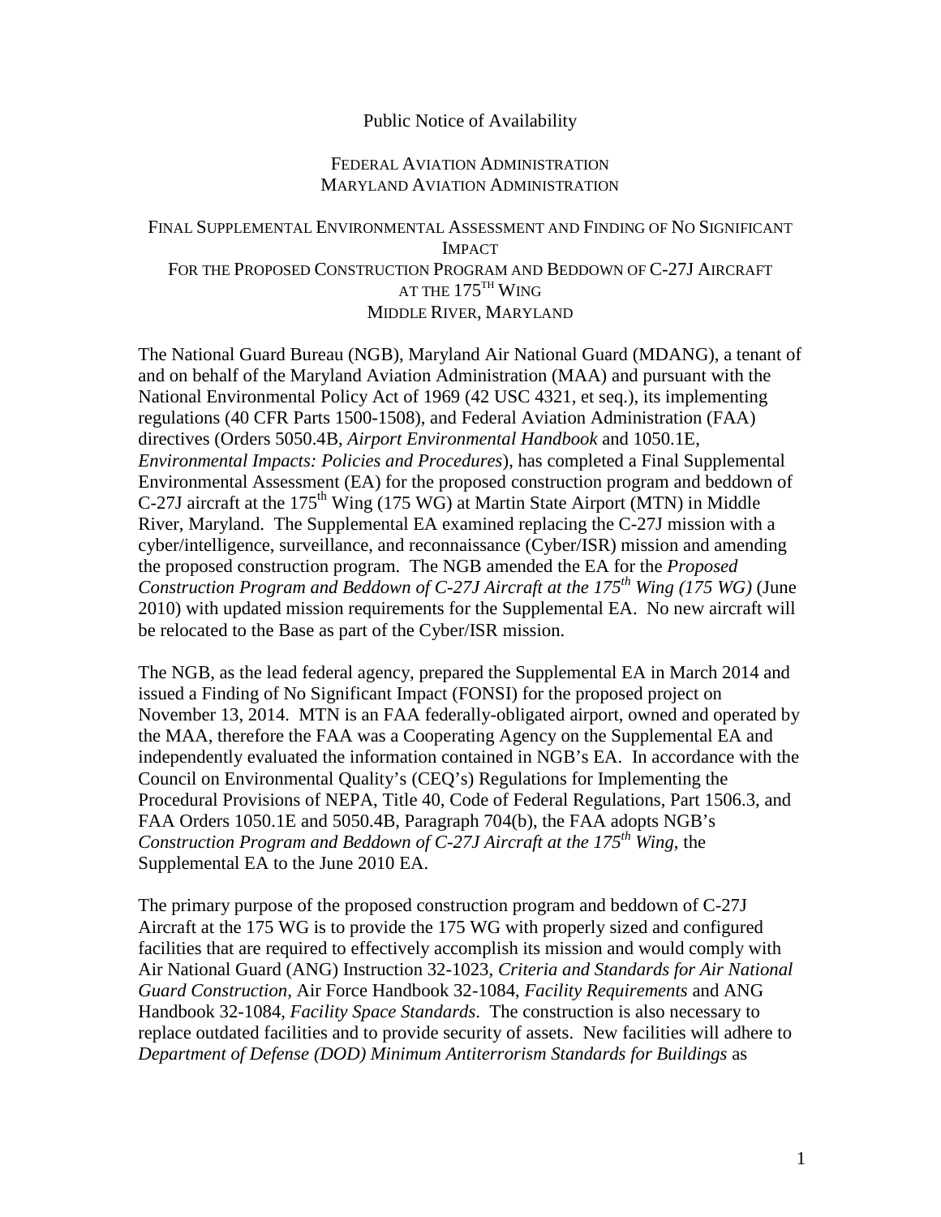Public Notice of Availability

FEDERAL AVIATION ADMINISTRATION
MARYLAND AVIATION ADMINISTRATION

# FINAL SUPPLEMENTAL ENVIRONMENTAL ASSESSMENT AND FINDING OF NO SIGNIFICANT IMPACT FOR THE PROPOSED CONSTRUCTION PROGRAM AND BEDDOWN OF C-27J AIRCRAFT AT THE 175TH WING MIDDLE RIVER, MARYLAND

The National Guard Bureau (NGB), Maryland Air National Guard (MDANG), a tenant of and on behalf of the Maryland Aviation Administration (MAA) and pursuant with the National Environmental Policy Act of 1969 (42 USC 4321, et seq.), its implementing regulations (40 CFR Parts 1500-1508), and Federal Aviation Administration (FAA) directives (Orders 5050.4B, *Airport Environmental Handbook* and 1050.1E, *Environmental Impacts: Policies and Procedures*), has completed a Final Supplemental Environmental Assessment (EA) for the proposed construction program and beddown of C-27J aircraft at the 175th Wing (175 WG) at Martin State Airport (MTN) in Middle River, Maryland. The Supplemental EA examined replacing the C-27J mission with a cyber/intelligence, surveillance, and reconnaissance (Cyber/ISR) mission and amending the proposed construction program. The NGB amended the EA for the *Proposed Construction Program and Beddown of C-27J Aircraft at the 175th Wing (175 WG)* (June 2010) with updated mission requirements for the Supplemental EA. No new aircraft will be relocated to the Base as part of the Cyber/ISR mission.

The NGB, as the lead federal agency, prepared the Supplemental EA in March 2014 and issued a Finding of No Significant Impact (FONSI) for the proposed project on November 13, 2014. MTN is an FAA federally-obligated airport, owned and operated by the MAA, therefore the FAA was a Cooperating Agency on the Supplemental EA and independently evaluated the information contained in NGB's EA. In accordance with the Council on Environmental Quality's (CEQ's) Regulations for Implementing the Procedural Provisions of NEPA, Title 40, Code of Federal Regulations, Part 1506.3, and FAA Orders 1050.1E and 5050.4B, Paragraph 704(b), the FAA adopts NGB's *Construction Program and Beddown of C-27J Aircraft at the 175th Wing*, the Supplemental EA to the June 2010 EA.

The primary purpose of the proposed construction program and beddown of C-27J Aircraft at the 175 WG is to provide the 175 WG with properly sized and configured facilities that are required to effectively accomplish its mission and would comply with Air National Guard (ANG) Instruction 32-1023, *Criteria and Standards for Air National Guard Construction*, Air Force Handbook 32-1084, *Facility Requirements* and ANG Handbook 32-1084, *Facility Space Standards*. The construction is also necessary to replace outdated facilities and to provide security of assets. New facilities will adhere to *Department of Defense (DOD) Minimum Antiterrorism Standards for Buildings* as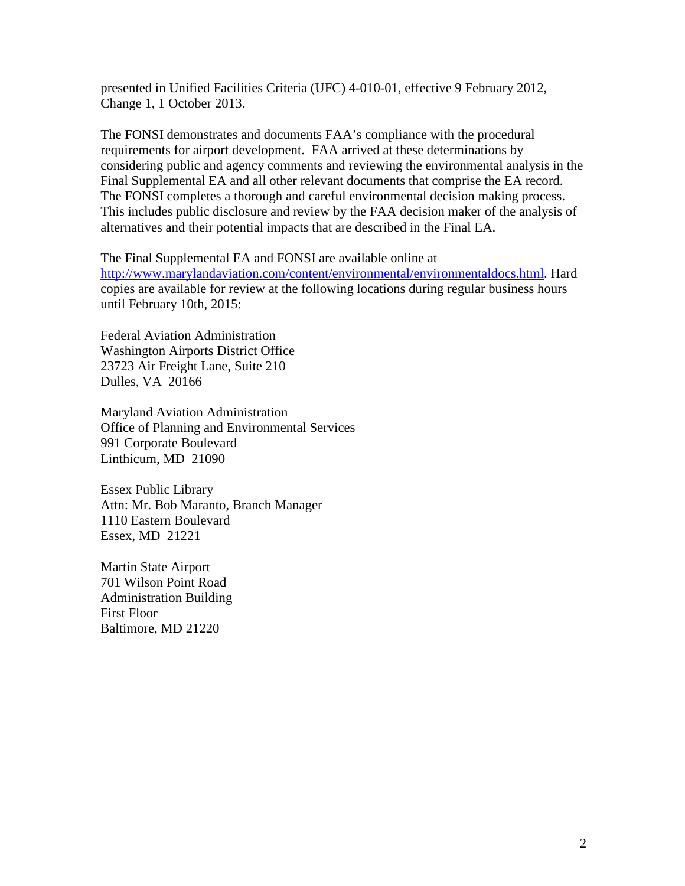presented in Unified Facilities Criteria (UFC) 4-010-01, effective 9 February 2012, Change 1, 1 October 2013.

The FONSI demonstrates and documents FAA's compliance with the procedural requirements for airport development. FAA arrived at these determinations by considering public and agency comments and reviewing the environmental analysis in the Final Supplemental EA and all other relevant documents that comprise the EA record. The FONSI completes a thorough and careful environmental decision making process. This includes public disclosure and review by the FAA decision maker of the analysis of alternatives and their potential impacts that are described in the Final EA.

The Final Supplemental EA and FONSI are available online at http://www.marylandaviation.com/content/environmental/environmentaldocs.html. Hard copies are available for review at the following locations during regular business hours until February 10th, 2015:

Federal Aviation Administration
Washington Airports District Office
23723 Air Freight Lane, Suite 210
Dulles, VA 20166

Maryland Aviation Administration
Office of Planning and Environmental Services
991 Corporate Boulevard
Linthicum, MD 21090

Essex Public Library
Attn: Mr. Bob Maranto, Branch Manager
1110 Eastern Boulevard
Essex, MD 21221

Martin State Airport
701 Wilson Point Road
Administration Building
First Floor
Baltimore, MD 21220